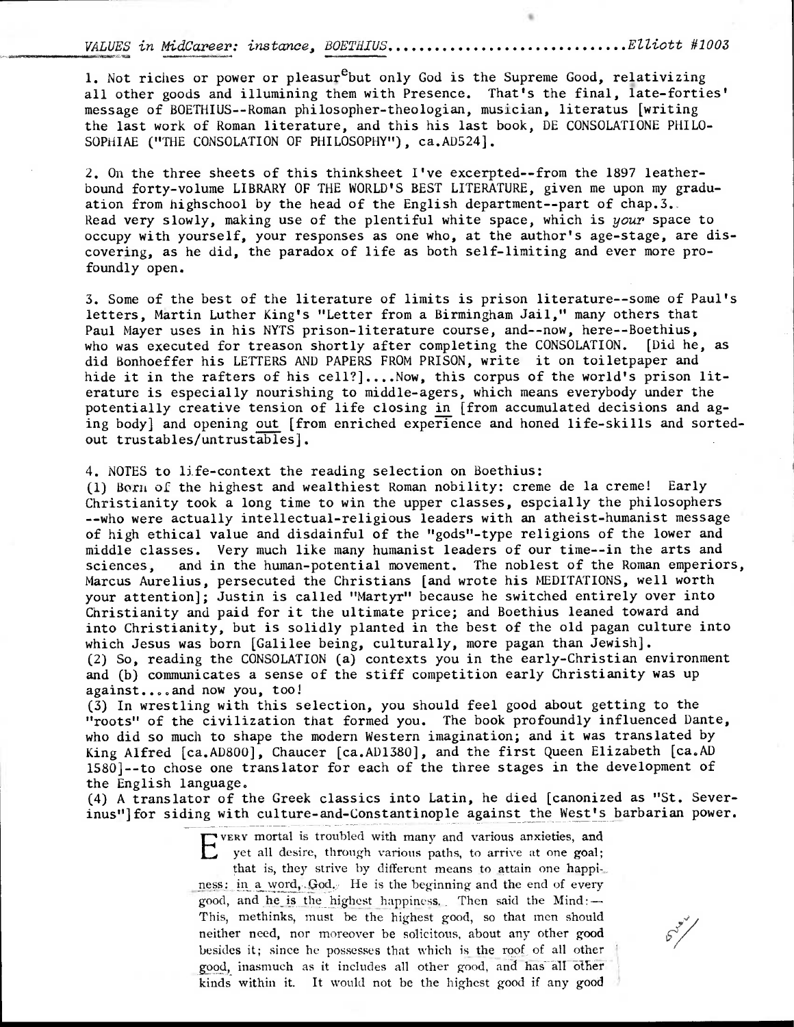*VALUES in MidCareer: instance, BOETHIUS*..............................*Elliott #1003*

1. Not riches or power or pleasure but only God is the Supreme Good, relativizing all other goods and illumining them with Presence. That's the final, late-forties' message of BOETHIUS--Roman philosopher-theologian, musician, literatus [writing the last work of Roman literature, and this his last book, DE CONSOLATIONE PHILOSOPHIAE ("THE CONSOLATION OF PHILOSOPHY"), ca.AD524].

2. On the three sheets of this thinksheet I've excerpted--from the 1897 leather-bound forty-volume LIBRARY OF THE WORLD'S BEST LITERATURE, given me upon my graduation from highschool by the head of the English department--part of chap.3. Read very slowly, making use of the plentiful white space, which is *your* space to occupy with yourself, your responses as one who, at the author's age-stage, are discovering, as he did, the paradox of life as both self-limiting and ever more profoundly open.

3. Some of the best of the literature of limits is prison literature--some of Paul's letters, Martin Luther King's "Letter from a Birmingham Jail," many others that Paul Mayer uses in his NYTS prison-literature course, and--now, here--Boethius, who was executed for treason shortly after completing the CONSOLATION. [Did he, as did Bonhoeffer his LETTERS AND PAPERS FROM PRISON, write it on toiletpaper and hide it in the rafters of his cell?]....Now, this corpus of the world's prison literature is especially nourishing to middle-agers, which means everybody under the potentially creative tension of life closing in [from accumulated decisions and aging body] and opening out [from enriched experience and honed life-skills and sorted-out trustables/untrustables].

4. NOTES to life-context the reading selection on Boethius:
(1) Born of the highest and wealthiest Roman nobility: creme de la creme! Early Christianity took a long time to win the upper classes, espcially the philosophers --who were actually intellectual-religious leaders with an atheist-humanist message of high ethical value and disdainful of the "gods"-type religions of the lower and middle classes. Very much like many humanist leaders of our time--in the arts and sciences, and in the human-potential movement. The noblest of the Roman emperiors, Marcus Aurelius, persecuted the Christians [and wrote his MEDITATIONS, well worth your attention]; Justin is called "Martyr" because he switched entirely over into Christianity and paid for it the ultimate price; and Boethius leaned toward and into Christianity, but is solidly planted in the best of the old pagan culture into which Jesus was born [Galilee being, culturally, more pagan than Jewish].
(2) So, reading the CONSOLATION (a) contexts you in the early-Christian environment and (b) communicates a sense of the stiff competition early Christianity was up against....and now you, too!
(3) In wrestling with this selection, you should feel good about getting to the "roots" of the civilization that formed you. The book profoundly influenced Dante, who did so much to shape the modern Western imagination; and it was translated by King Alfred [ca.AD800], Chaucer [ca.AD1380], and the first Queen Elizabeth [ca.AD 1580]--to chose one translator for each of the three stages in the development of the English language.
(4) A translator of the Greek classics into Latin, he died [canonized as "St. Severinus"] for siding with culture-and-Constantinople against the West's barbarian power.

EVERY mortal is troubled with many and various anxieties, and yet all desire, through various paths, to arrive at one goal; that is, they strive by different means to attain one happiness: in a word, God. He is the beginning and the end of every good, and he is the highest happiness. Then said the Mind:— This, methinks, must be the highest good, so that men should neither need, nor moreover be solicitous, about any other good besides it; since he possesses that which is the roof of all other good, inasmuch as it includes all other good, and has all other kinds within it. It would not be the highest good if any good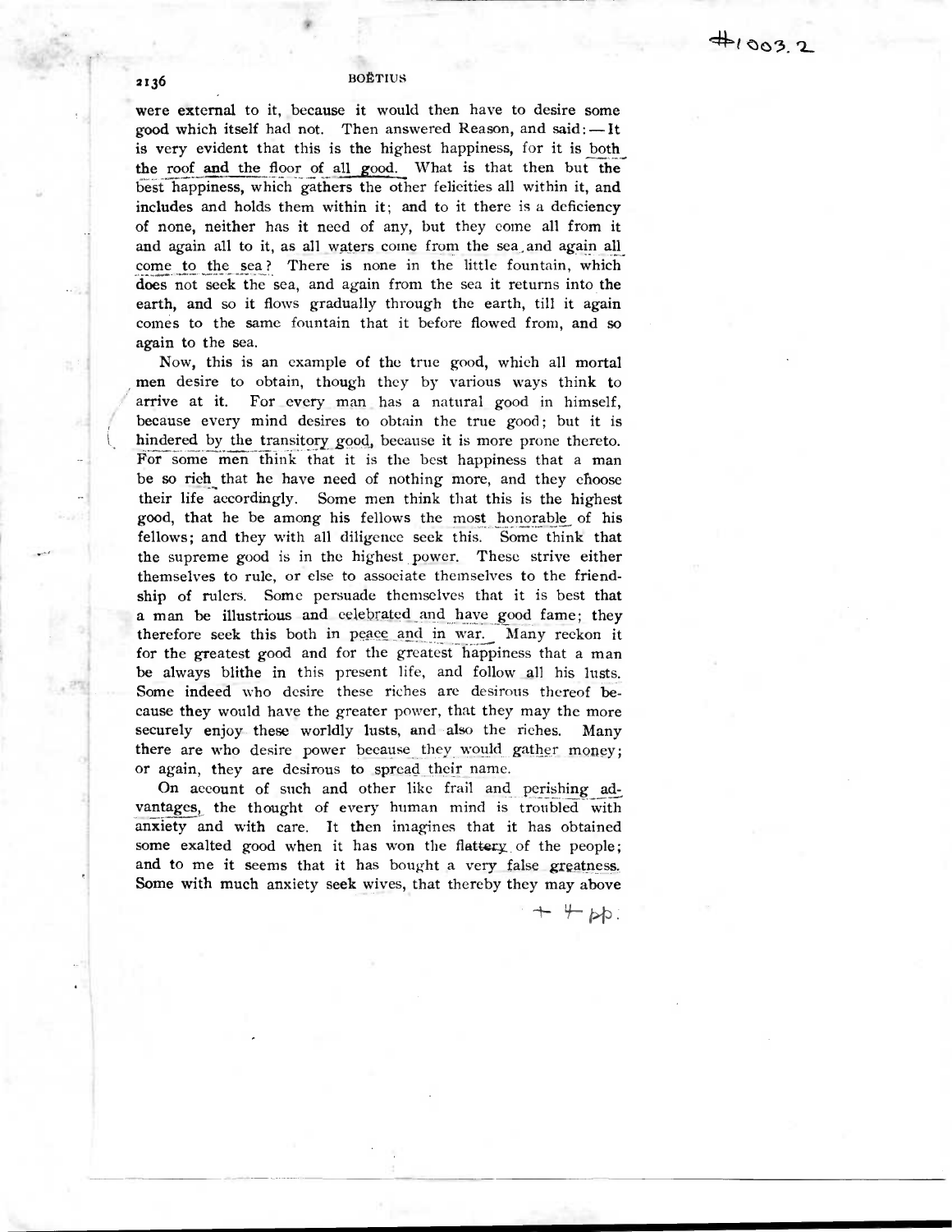were external to it, because it would then have to desire some good which itself had not. Then answered Reason, and said: — It is very evident that this is the highest happiness, for it is both the roof and the floor of all good. What is that then but the best happiness, which gathers the other felicities all within it, and includes and holds them within it; and to it there is a deficiency of none, neither has it need of any, but they come all from it and again all to it, as all waters come from the sea and again all come to the sea? There is none in the little fountain, which does not seek the sea, and again from the sea it returns into the earth, and so it flows gradually through the earth, till it again comes to the same fountain that it before flowed from, and so again to the sea.

Now, this is an example of the true good, which all mortal men desire to obtain, though they by various ways think to arrive at it. For every man has a natural good in himself, because every mind desires to obtain the true good; but it is hindered by the transitory good, because it is more prone thereto. For some men think that it is the best happiness that a man be so rich that he have need of nothing more, and they choose their life accordingly. Some men think that this is the highest good, that he be among his fellows the most honorable of his fellows; and they with all diligence seek this. Some think that the supreme good is in the highest power. These strive either themselves to rule, or else to associate themselves to the friendship of rulers. Some persuade themselves that it is best that a man be illustrious and celebrated and have good fame; they therefore seek this both in peace and in war. Many reckon it for the greatest good and for the greatest happiness that a man be always blithe in this present life, and follow all his lusts. Some indeed who desire these riches are desirous thereof because they would have the greater power, that they may the more securely enjoy these worldly lusts, and also the riches. Many there are who desire power because they would gather money; or again, they are desirous to spread their name.

On account of such and other like frail and perishing advantages, the thought of every human mind is troubled with anxiety and with care. It then imagines that it has obtained some exalted good when it has won the flattery of the people; and to me it seems that it has bought a very false greatness. Some with much anxiety seek wives, that thereby they may above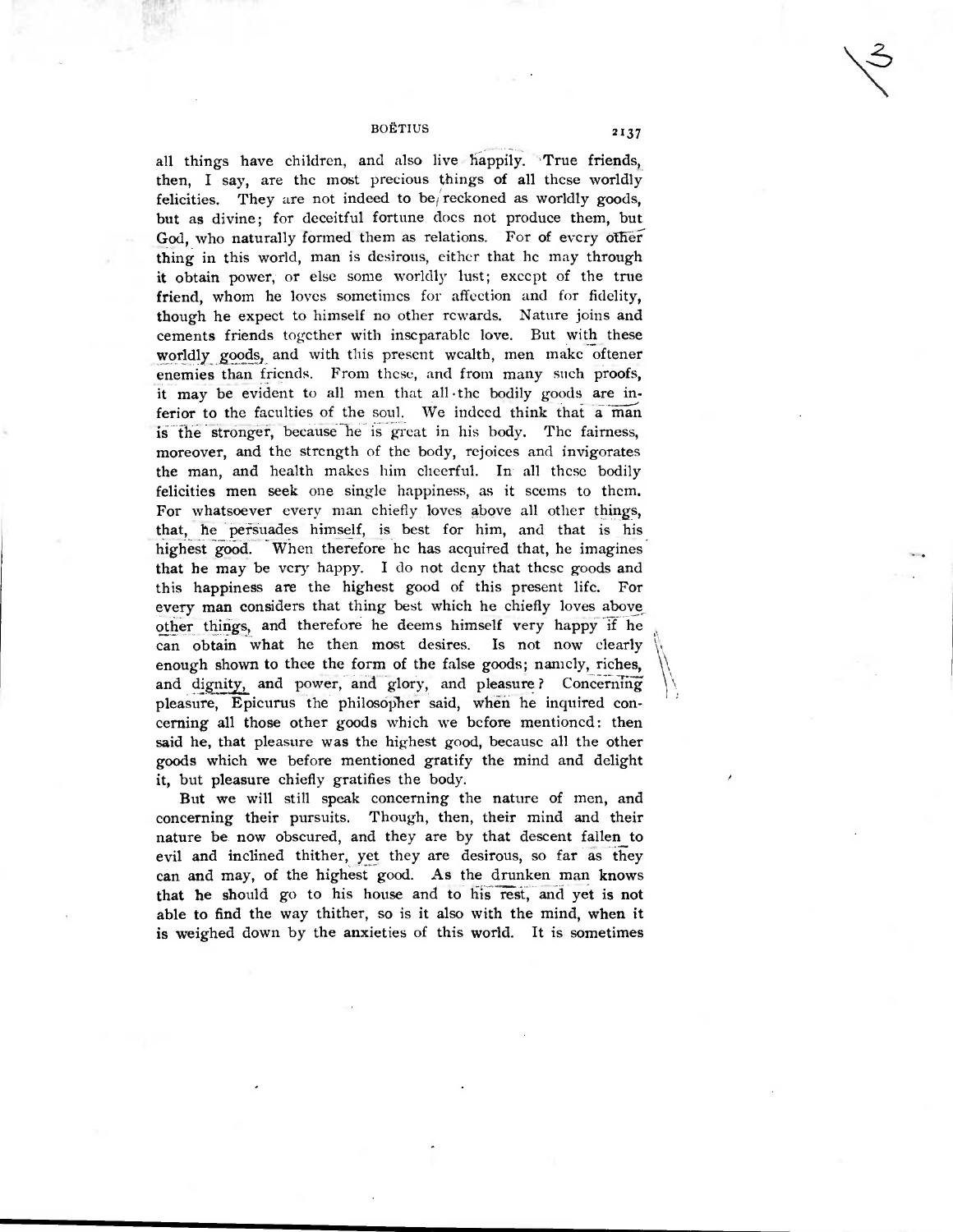all things have children, and also live happily. True friends, then, I say, are the most precious things of all these worldly felicities. They are not indeed to be reckoned as worldly goods, but as divine; for deceitful fortune does not produce them, but God, who naturally formed them as relations. For of every other thing in this world, man is desirous, either that he may through it obtain power, or else some worldly lust; except of the true friend, whom he loves sometimes for affection and for fidelity, though he expect to himself no other rewards. Nature joins and cements friends together with inseparable love. But with these worldly goods, and with this present wealth, men make oftener enemies than friends. From these, and from many such proofs, it may be evident to all men that all the bodily goods are inferior to the faculties of the soul. We indeed think that a man is the stronger, because he is great in his body. The fairness, moreover, and the strength of the body, rejoices and invigorates the man, and health makes him cheerful. In all these bodily felicities men seek one single happiness, as it seems to them. For whatsoever every man chiefly loves above all other things, that, he persuades himself, is best for him, and that is his highest good. When therefore he has acquired that, he imagines that he may be very happy. I do not deny that these goods and this happiness are the highest good of this present life. For every man considers that thing best which he chiefly loves above other things, and therefore he deems himself very happy if he can obtain what he then most desires. Is not now clearly enough shown to thee the form of the false goods; namely, riches, and dignity, and power, and glory, and pleasure? Concerning pleasure, Epicurus the philosopher said, when he inquired concerning all those other goods which we before mentioned: then said he, that pleasure was the highest good, because all the other goods which we before mentioned gratify the mind and delight it, but pleasure chiefly gratifies the body.

But we will still speak concerning the nature of men, and concerning their pursuits. Though, then, their mind and their nature be now obscured, and they are by that descent fallen to evil and inclined thither, yet they are desirous, so far as they can and may, of the highest good. As the drunken man knows that he should go to his house and to his rest, and yet is not able to find the way thither, so is it also with the mind, when it is weighed down by the anxieties of this world. It is sometimes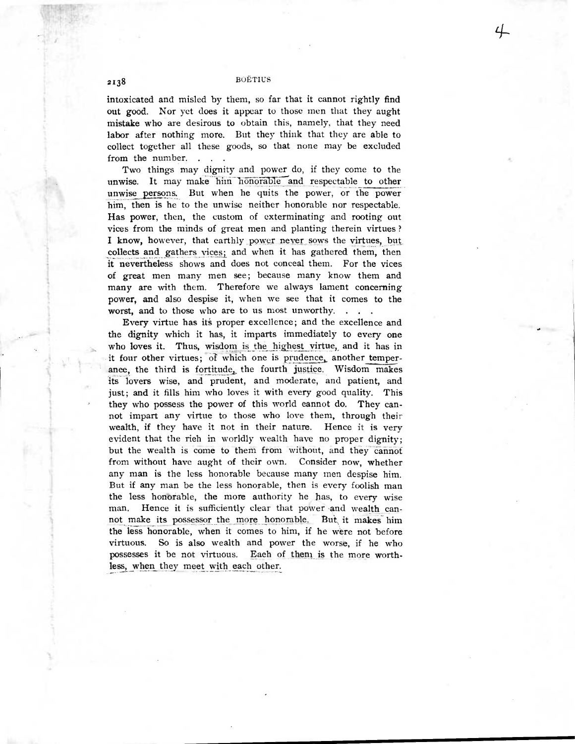intoxicated and misled by them, so far that it cannot rightly find out good. Nor yet does it appear to those men that they aught mistake who are desirous to obtain this, namely, that they need labor after nothing more. But they think that they are able to collect together all these goods, so that none may be excluded from the number. . . .

Two things may dignity and power do, if they come to the unwise. It may make him honorable and respectable to other unwise persons. But when he quits the power, or the power him, then is he to the unwise neither honorable nor respectable. Has power, then, the custom of exterminating and rooting out vices from the minds of great men and planting therein virtues? I know, however, that earthly power never sows the virtues, but collects and gathers vices; and when it has gathered them, then it nevertheless shows and does not conceal them. For the vices of great men many men see; because many know them and many are with them. Therefore we always lament concerning power, and also despise it, when we see that it comes to the worst, and to those who are to us most unworthy. . . .

Every virtue has its proper excellence; and the excellence and the dignity which it has, it imparts immediately to every one who loves it. Thus, wisdom is the highest virtue, and it has in it four other virtues; of which one is prudence, another temperance, the third is fortitude, the fourth justice. Wisdom makes its lovers wise, and prudent, and moderate, and patient, and just; and it fills him who loves it with every good quality. This they who possess the power of this world cannot do. They cannot impart any virtue to those who love them, through their wealth, if they have it not in their nature. Hence it is very evident that the rich in worldly wealth have no proper dignity; but the wealth is come to them from without, and they cannot from without have aught of their own. Consider now, whether any man is the less honorable because many men despise him. But if any man be the less honorable, then is every foolish man the less honorable, the more authority he has, to every wise man. Hence it is sufficiently clear that power and wealth cannot make its possessor the more honorable. But it makes him the less honorable, when it comes to him, if he were not before virtuous. So is also wealth and power the worse, if he who possesses it be not virtuous. Each of them is the more worthless, when they meet with each other.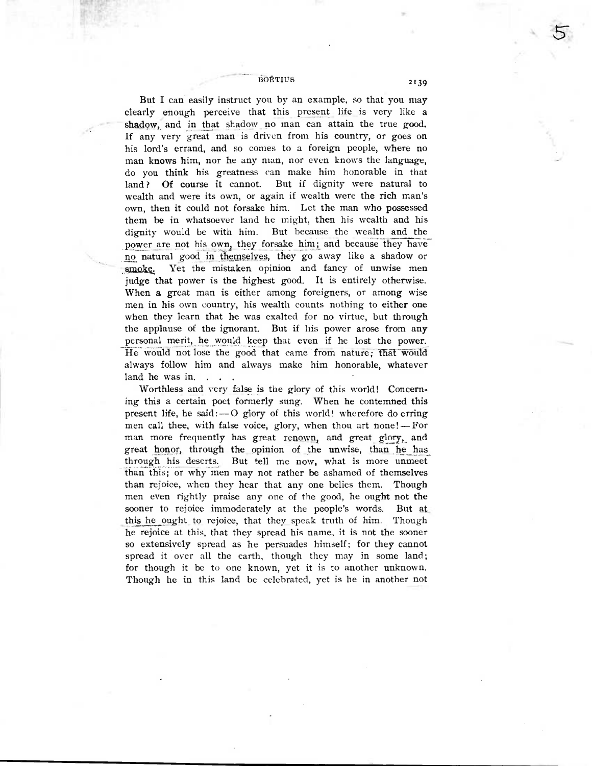But I can easily instruct you by an example, so that you may clearly enough perceive that this present life is very like a shadow, and in that shadow no man can attain the true good. If any very great man is driven from his country, or goes on his lord's errand, and so comes to a foreign people, where no man knows him, nor he any man, nor even knows the language, do you think his greatness can make him honorable in that land? Of course it cannot. But if dignity were natural to wealth and were its own, or again if wealth were the rich man's own, then it could not forsake him. Let the man who possessed them be in whatsoever land he might, then his wealth and his dignity would be with him. But because the wealth and the power are not his own, they forsake him; and because they have no natural good in themselves, they go away like a shadow or smoke. Yet the mistaken opinion and fancy of unwise men judge that power is the highest good. It is entirely otherwise. When a great man is either among foreigners, or among wise men in his own country, his wealth counts nothing to either one when they learn that he was exalted for no virtue, but through the applause of the ignorant. But if his power arose from any personal merit, he would keep that even if he lost the power. He would not lose the good that came from nature; that would always follow him and always make him honorable, whatever land he was in. . . .

Worthless and very false is the glory of this world! Concerning this a certain poet formerly sung. When he contemned this present life, he said:—O glory of this world! wherefore do erring men call thee, with false voice, glory, when thou art none!—For man more frequently has great renown, and great glory, and great honor, through the opinion of the unwise, than he has through his deserts. But tell me now, what is more unmeet than this; or why men may not rather be ashamed of themselves than rejoice, when they hear that any one belies them. Though men even rightly praise any one of the good, he ought not the sooner to rejoice immoderately at the people's words. But at this he ought to rejoice, that they speak truth of him. Though he rejoice at this, that they spread his name, it is not the sooner so extensively spread as he persuades himself; for they cannot spread it over all the earth, though they may in some land; for though it be to one known, yet it is to another unknown. Though he in this land be celebrated, yet is he in another not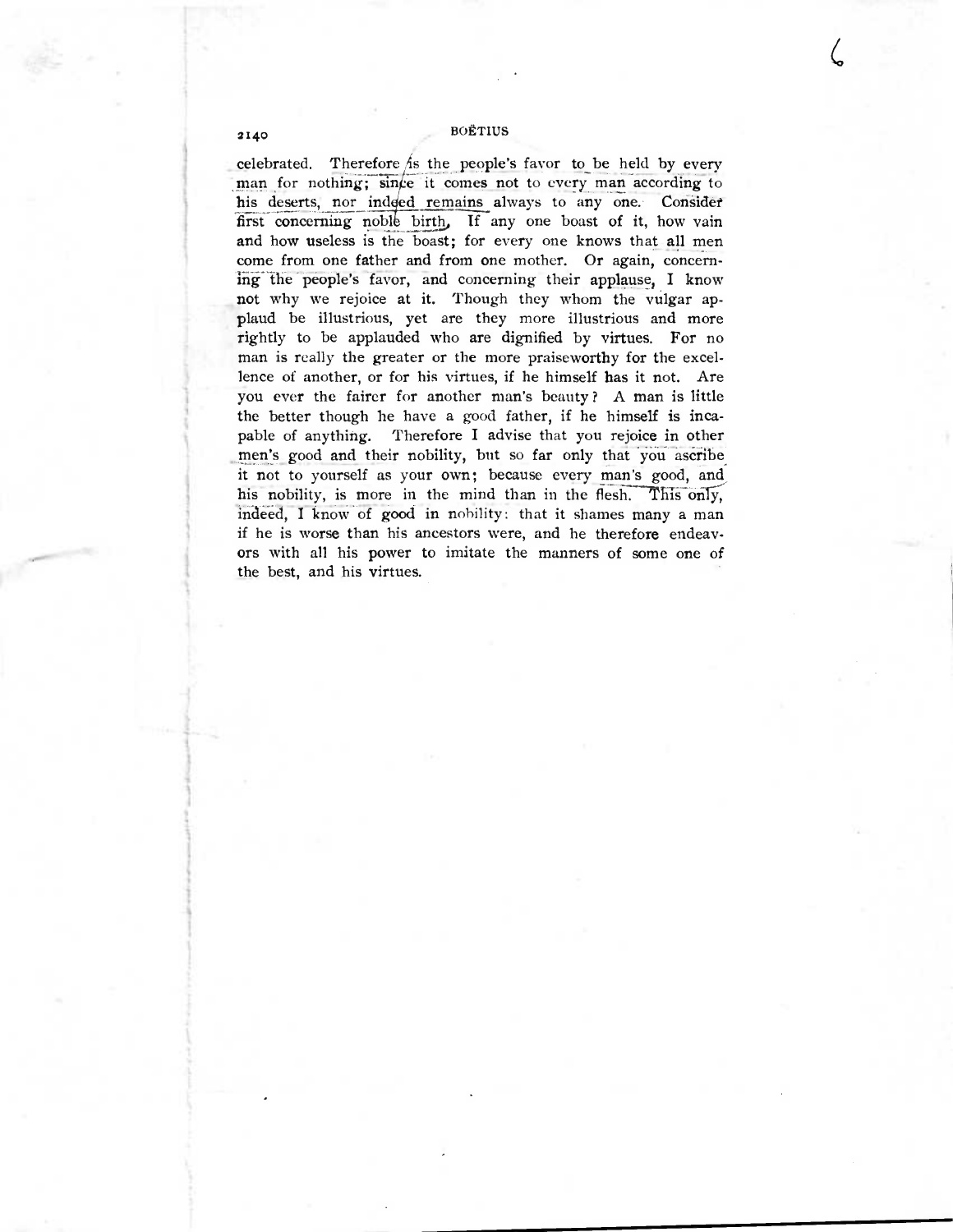celebrated. Therefore is the people's favor to be held by every man for nothing; since it comes not to every man according to his deserts, nor indeed remains always to any one. Consider first concerning noble birth. If any one boast of it, how vain and how useless is the boast; for every one knows that all men come from one father and from one mother. Or again, concerning the people's favor, and concerning their applause, I know not why we rejoice at it. Though they whom the vulgar applaud be illustrious, yet are they more illustrious and more rightly to be applauded who are dignified by virtues. For no man is really the greater or the more praiseworthy for the excellence of another, or for his virtues, if he himself has it not. Are you ever the fairer for another man's beauty? A man is little the better though he have a good father, if he himself is incapable of anything. Therefore I advise that you rejoice in other men's good and their nobility, but so far only that you ascribe it not to yourself as your own; because every man's good, and his nobility, is more in the mind than in the flesh. This only, indeed, I know of good in nobility: that it shames many a man if he is worse than his ancestors were, and he therefore endeavors with all his power to imitate the manners of some one of the best, and his virtues.